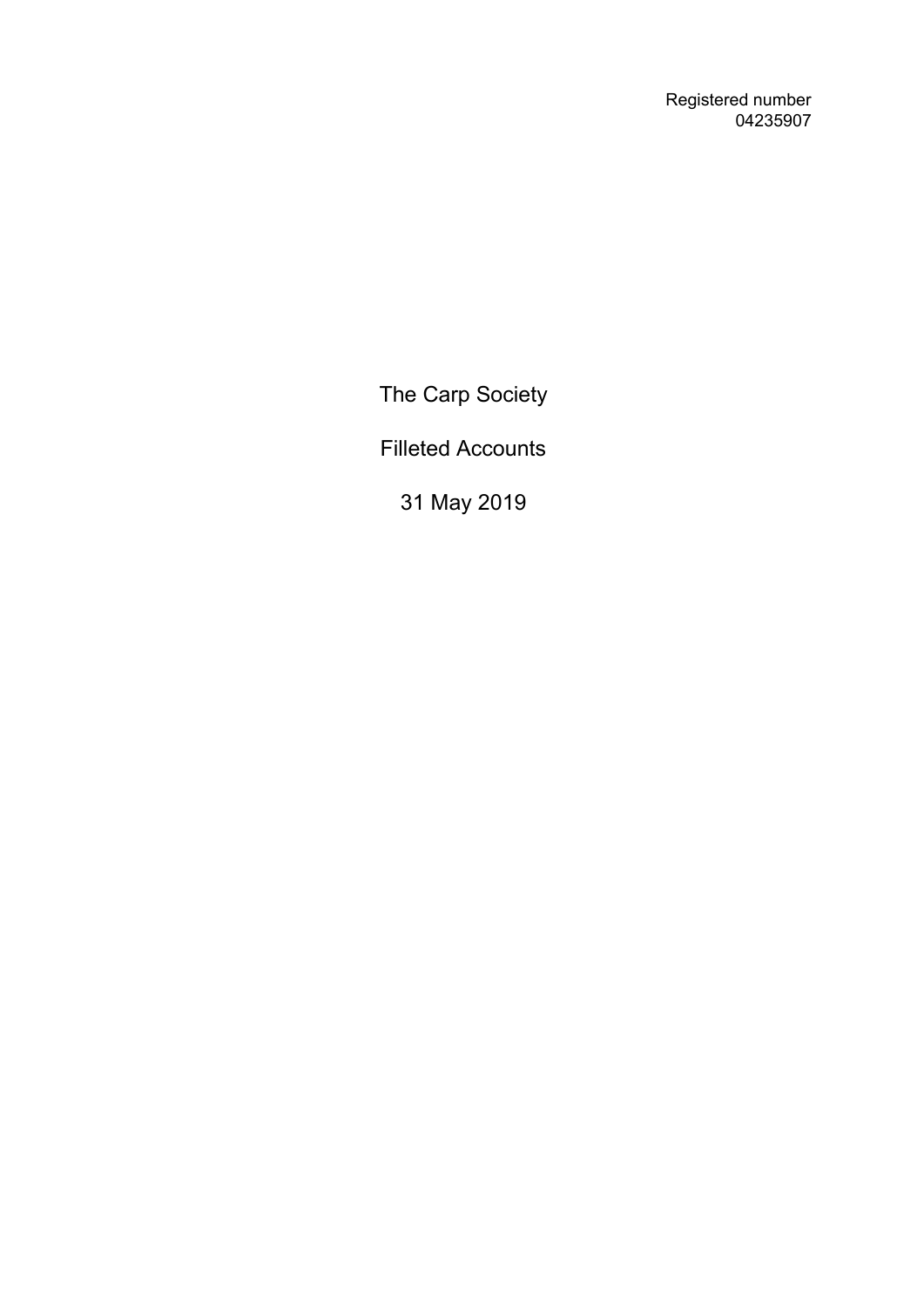Registered number
04235907

# The Carp Society

## Filleted Accounts

## 31 May 2019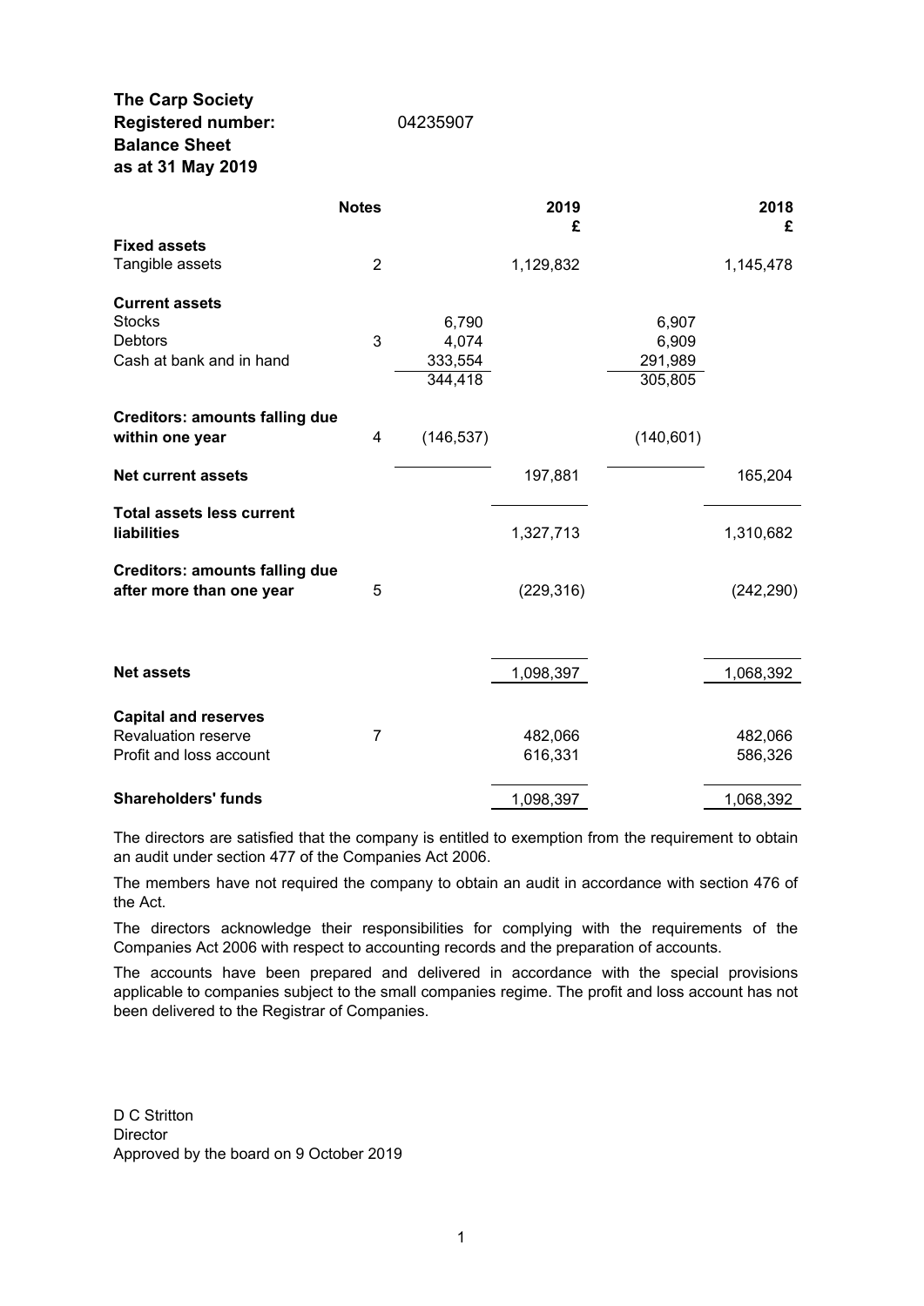**The Carp Society**
**Registered number:** 04235907
**Balance Sheet**
**as at 31 May 2019**

| | Notes | | 2019 £ | | 2018 £ |
|---|---|---|---|---|---|
| **Fixed assets** | | | | | |
| Tangible assets | 2 | | 1,129,832 | | 1,145,478 |
| **Current assets** | | | | | |
| Stocks | | 6,790 | | 6,907 | |
| Debtors | 3 | 4,074 | | 6,909 | |
| Cash at bank and in hand | | 333,554 | | 291,989 | |
| | | 344,418 | | 305,805 | |
| **Creditors: amounts falling due within one year** | 4 | (146,537) | | (140,601) | |
| **Net current assets** | | | 197,881 | | 165,204 |
| **Total assets less current liabilities** | | | 1,327,713 | | 1,310,682 |
| **Creditors: amounts falling due after more than one year** | 5 | | (229,316) | | (242,290) |
| **Net assets** | | | 1,098,397 | | 1,068,392 |
| **Capital and reserves** | | | | | |
| Revaluation reserve | 7 | | 482,066 | | 482,066 |
| Profit and loss account | | | 616,331 | | 586,326 |
| **Shareholders' funds** | | | 1,098,397 | | 1,068,392 |

The directors are satisfied that the company is entitled to exemption from the requirement to obtain an audit under section 477 of the Companies Act 2006.

The members have not required the company to obtain an audit in accordance with section 476 of the Act.

The directors acknowledge their responsibilities for complying with the requirements of the Companies Act 2006 with respect to accounting records and the preparation of accounts.

The accounts have been prepared and delivered in accordance with the special provisions applicable to companies subject to the small companies regime. The profit and loss account has not been delivered to the Registrar of Companies.

D C Stritton
Director
Approved by the board on 9 October 2019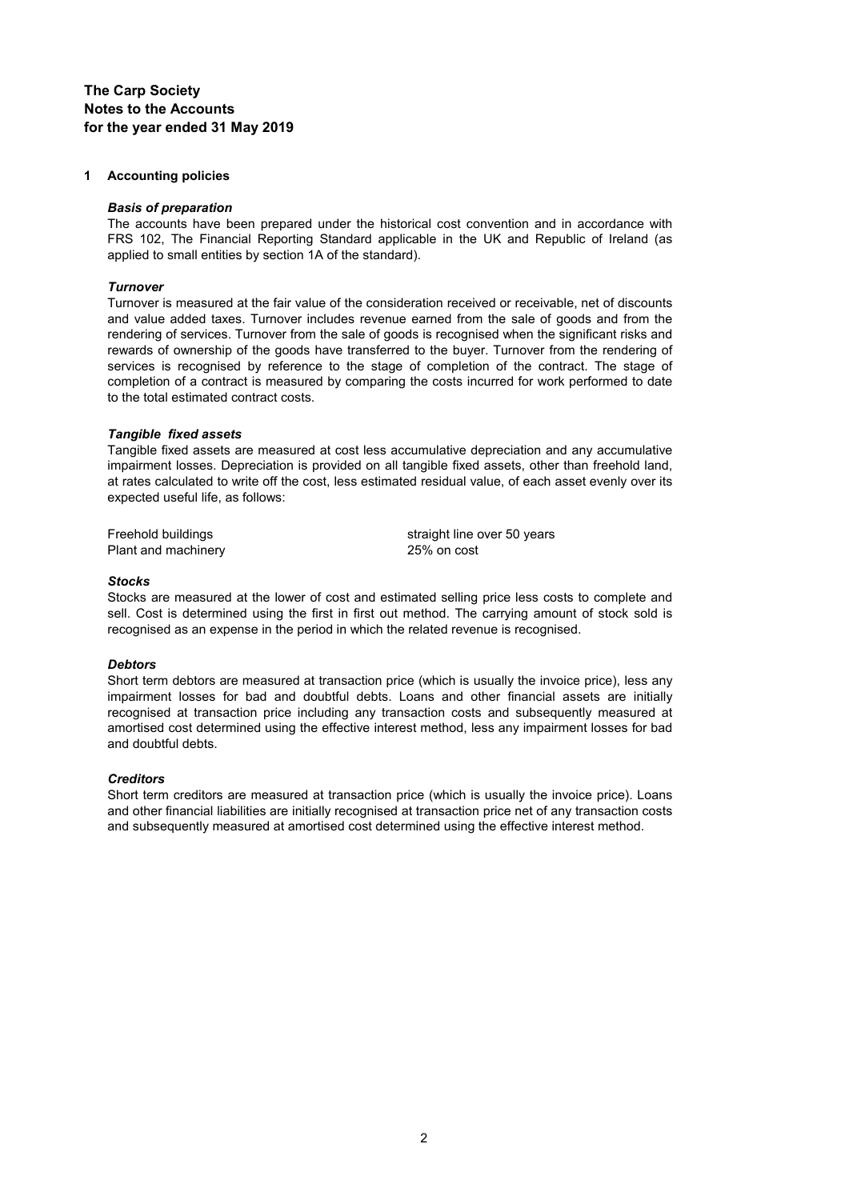**The Carp Society**
**Notes to the Accounts**
**for the year ended 31 May 2019**

## 1 Accounting policies

***Basis of preparation***

The accounts have been prepared under the historical cost convention and in accordance with FRS 102, The Financial Reporting Standard applicable in the UK and Republic of Ireland (as applied to small entities by section 1A of the standard).

***Turnover***

Turnover is measured at the fair value of the consideration received or receivable, net of discounts and value added taxes. Turnover includes revenue earned from the sale of goods and from the rendering of services. Turnover from the sale of goods is recognised when the significant risks and rewards of ownership of the goods have transferred to the buyer. Turnover from the rendering of services is recognised by reference to the stage of completion of the contract. The stage of completion of a contract is measured by comparing the costs incurred for work performed to date to the total estimated contract costs.

***Tangible fixed assets***

Tangible fixed assets are measured at cost less accumulative depreciation and any accumulative impairment losses. Depreciation is provided on all tangible fixed assets, other than freehold land, at rates calculated to write off the cost, less estimated residual value, of each asset evenly over its expected useful life, as follows:

| | |
|---|---|
| Freehold buildings | straight line over 50 years |
| Plant and machinery | 25% on cost |

***Stocks***

Stocks are measured at the lower of cost and estimated selling price less costs to complete and sell. Cost is determined using the first in first out method. The carrying amount of stock sold is recognised as an expense in the period in which the related revenue is recognised.

***Debtors***

Short term debtors are measured at transaction price (which is usually the invoice price), less any impairment losses for bad and doubtful debts. Loans and other financial assets are initially recognised at transaction price including any transaction costs and subsequently measured at amortised cost determined using the effective interest method, less any impairment losses for bad and doubtful debts.

***Creditors***

Short term creditors are measured at transaction price (which is usually the invoice price). Loans and other financial liabilities are initially recognised at transaction price net of any transaction costs and subsequently measured at amortised cost determined using the effective interest method.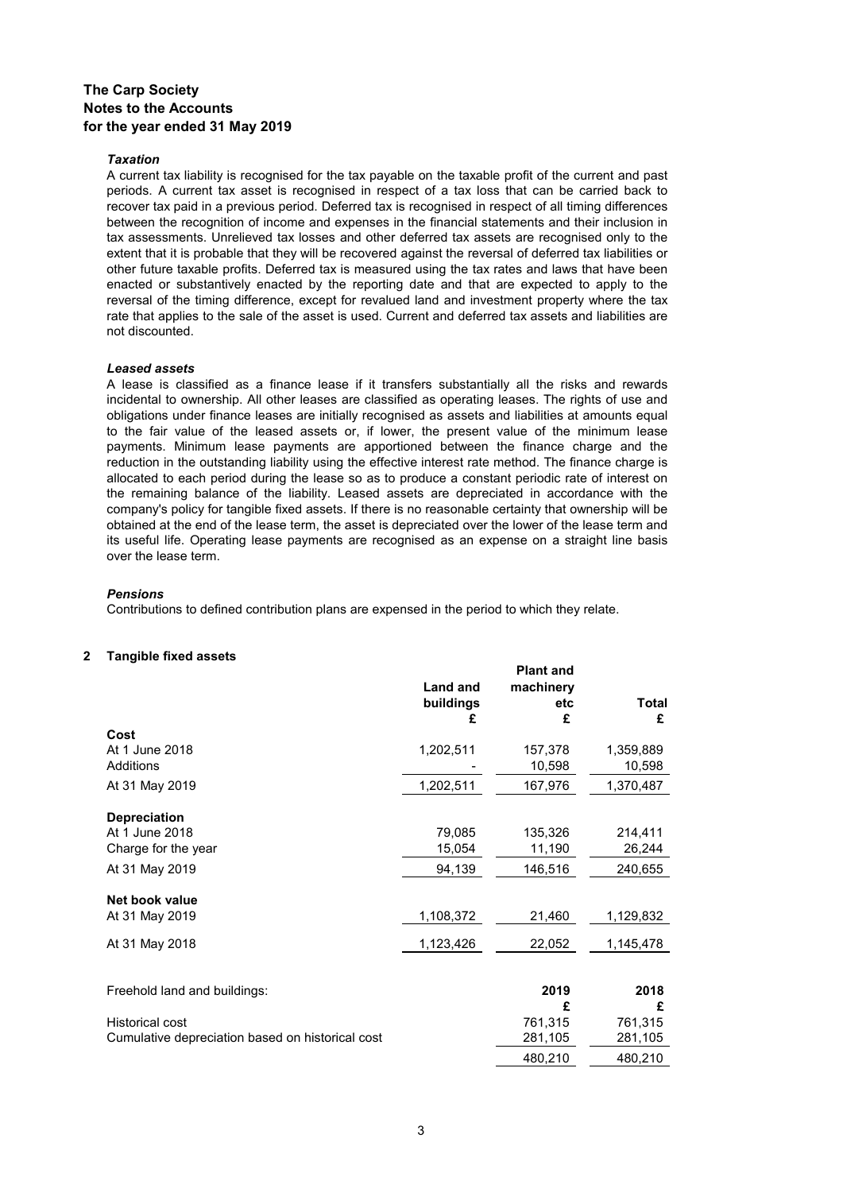# The Carp Society
## Notes to the Accounts
## for the year ended 31 May 2019

***Taxation***

A current tax liability is recognised for the tax payable on the taxable profit of the current and past periods. A current tax asset is recognised in respect of a tax loss that can be carried back to recover tax paid in a previous period. Deferred tax is recognised in respect of all timing differences between the recognition of income and expenses in the financial statements and their inclusion in tax assessments. Unrelieved tax losses and other deferred tax assets are recognised only to the extent that it is probable that they will be recovered against the reversal of deferred tax liabilities or other future taxable profits. Deferred tax is measured using the tax rates and laws that have been enacted or substantively enacted by the reporting date and that are expected to apply to the reversal of the timing difference, except for revalued land and investment property where the tax rate that applies to the sale of the asset is used. Current and deferred tax assets and liabilities are not discounted.

***Leased assets***

A lease is classified as a finance lease if it transfers substantially all the risks and rewards incidental to ownership. All other leases are classified as operating leases. The rights of use and obligations under finance leases are initially recognised as assets and liabilities at amounts equal to the fair value of the leased assets or, if lower, the present value of the minimum lease payments. Minimum lease payments are apportioned between the finance charge and the reduction in the outstanding liability using the effective interest rate method. The finance charge is allocated to each period during the lease so as to produce a constant periodic rate of interest on the remaining balance of the liability. Leased assets are depreciated in accordance with the company's policy for tangible fixed assets. If there is no reasonable certainty that ownership will be obtained at the end of the lease term, the asset is depreciated over the lower of the lease term and its useful life. Operating lease payments are recognised as an expense on a straight line basis over the lease term.

***Pensions***

Contributions to defined contribution plans are expensed in the period to which they relate.

## 2 Tangible fixed assets

| | Land and buildings | Plant and machinery etc | Total |
|---|---|---|---|
| | £ | £ | £ |
| **Cost** | | | |
| At 1 June 2018 | 1,202,511 | 157,378 | 1,359,889 |
| Additions | - | 10,598 | 10,598 |
| At 31 May 2019 | 1,202,511 | 167,976 | 1,370,487 |
| **Depreciation** | | | |
| At 1 June 2018 | 79,085 | 135,326 | 214,411 |
| Charge for the year | 15,054 | 11,190 | 26,244 |
| At 31 May 2019 | 94,139 | 146,516 | 240,655 |
| **Net book value** | | | |
| At 31 May 2019 | 1,108,372 | 21,460 | 1,129,832 |
| At 31 May 2018 | 1,123,426 | 22,052 | 1,145,478 |

| Freehold land and buildings: | 2019 | 2018 |
|---|---|---|
| | £ | £ |
| Historical cost | 761,315 | 761,315 |
| Cumulative depreciation based on historical cost | 281,105 | 281,105 |
| | 480,210 | 480,210 |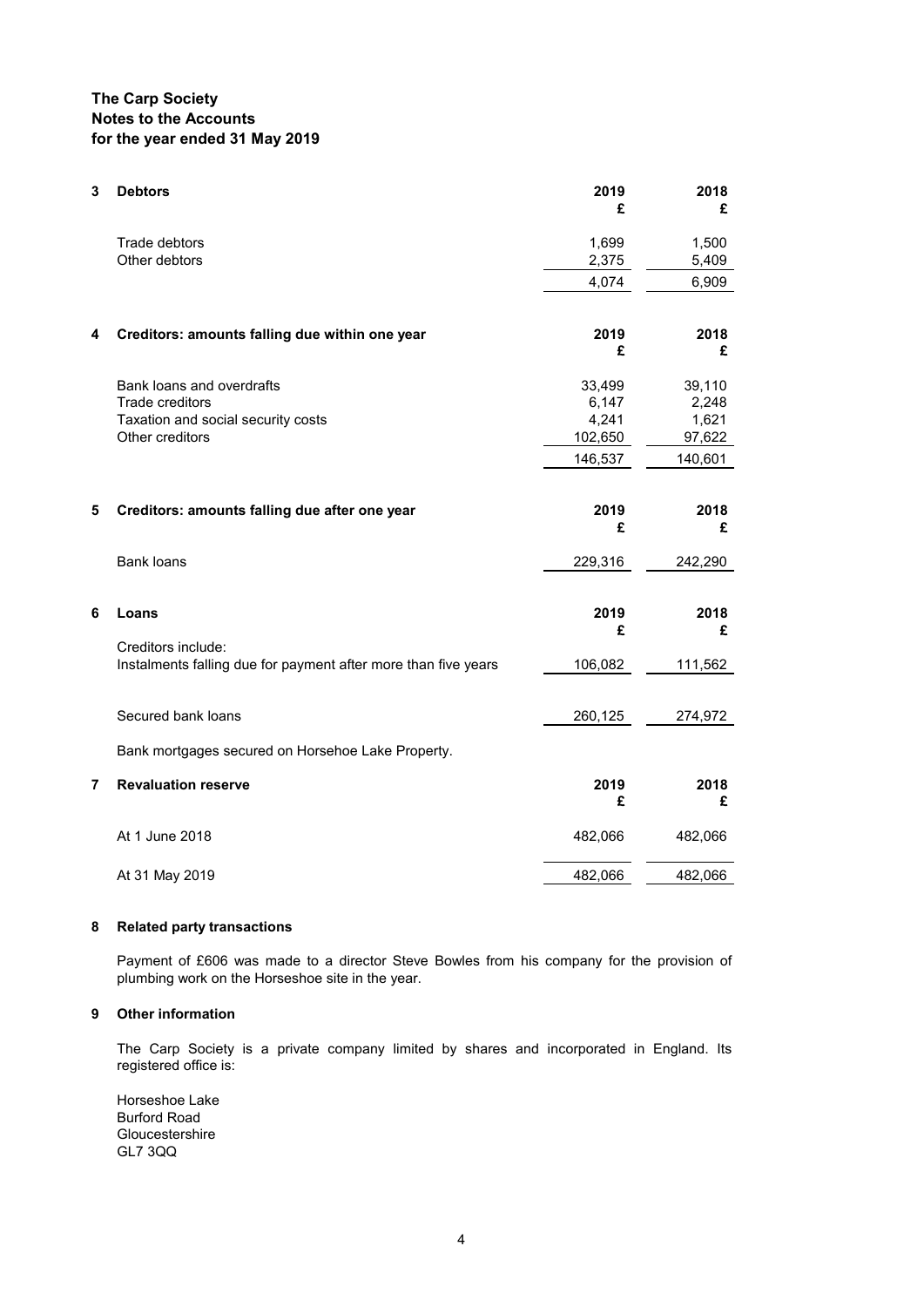**The Carp Society**
**Notes to the Accounts**
**for the year ended 31 May 2019**

| 3 | Debtors | 2019<br>£ | 2018<br>£ |
|---|---|---|---|
| | Trade debtors | 1,699 | 1,500 |
| | Other debtors | 2,375 | 5,409 |
| | | 4,074 | 6,909 |

| 4 | Creditors: amounts falling due within one year | 2019<br>£ | 2018<br>£ |
|---|---|---|---|
| | Bank loans and overdrafts | 33,499 | 39,110 |
| | Trade creditors | 6,147 | 2,248 |
| | Taxation and social security costs | 4,241 | 1,621 |
| | Other creditors | 102,650 | 97,622 |
| | | 146,537 | 140,601 |

| 5 | Creditors: amounts falling due after one year | 2019<br>£ | 2018<br>£ |
|---|---|---|---|
| | Bank loans | 229,316 | 242,290 |

| 6 | Loans | 2019<br>£ | 2018<br>£ |
|---|---|---|---|
| | Creditors include:<br>Instalments falling due for payment after more than five years | 106,082 | 111,562 |
| | Secured bank loans | 260,125 | 274,972 |

Bank mortgages secured on Horsehoe Lake Property.

| 7 | Revaluation reserve | 2019<br>£ | 2018<br>£ |
|---|---|---|---|
| | At 1 June 2018 | 482,066 | 482,066 |
| | At 31 May 2019 | 482,066 | 482,066 |

**8 Related party transactions**

Payment of £606 was made to a director Steve Bowles from his company for the provision of plumbing work on the Horseshoe site in the year.

**9 Other information**

The Carp Society is a private company limited by shares and incorporated in England. Its registered office is:

Horseshoe Lake
Burford Road
Gloucestershire
GL7 3QQ